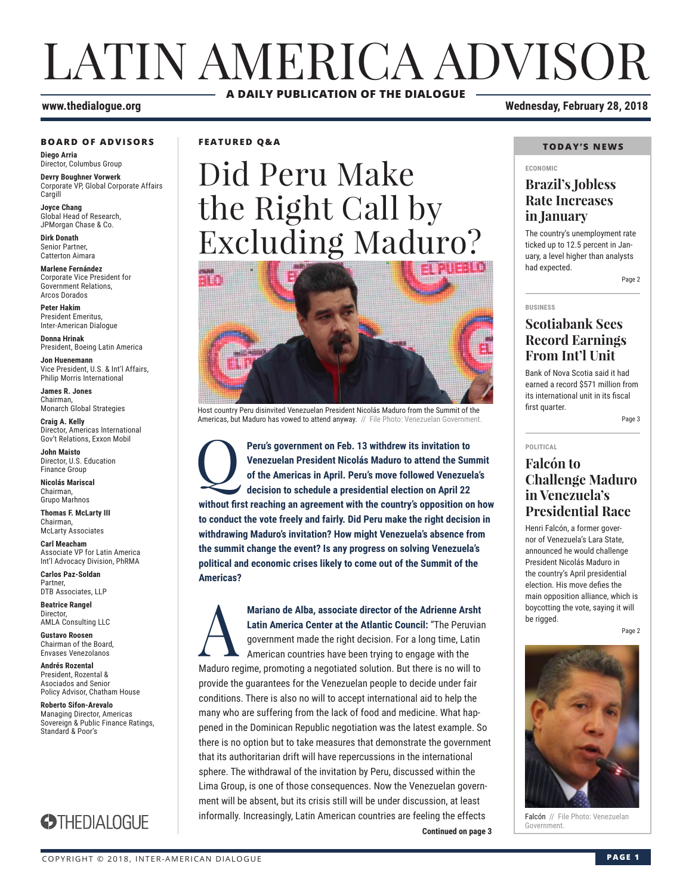# LATIN AMERICA ADVISOR

**A DAILY PUBLICATION OF THE DIALOGUE**

**www.thedialogue.org** **Wednesday, February 28, 2018**

### BOARD OF ADVISORS

**Diego Arria**
Director, Columbus Group

**Devry Boughner Vorwerk**
Corporate VP, Global Corporate Affairs
Cargill

**Joyce Chang**
Global Head of Research,
JPMorgan Chase & Co.

**Dirk Donath**
Senior Partner,
Catterton Aimara

**Marlene Fernández**
Corporate Vice President for
Government Relations,
Arcos Dorados

**Peter Hakim**
President Emeritus,
Inter-American Dialogue

**Donna Hrinak**
President, Boeing Latin America

**Jon Huenemann**
Vice President, U.S. & Int'l Affairs,
Philip Morris International

**James R. Jones**
Chairman,
Monarch Global Strategies

**Craig A. Kelly**
Director, Americas International
Gov't Relations, Exxon Mobil

**John Maisto**
Director, U.S. Education
Finance Group

**Nicolás Mariscal**
Chairman,
Grupo Marhnos

**Thomas F. McLarty III**
Chairman,
McLarty Associates

**Carl Meacham**
Associate VP for Latin America
Int'l Advocacy Division, PhRMA

**Carlos Paz-Soldan**
Partner,
DTB Associates, LLP

**Beatrice Rangel**
Director,
AMLA Consulting LLC

**Gustavo Roosen**
Chairman of the Board,
Envases Venezolanos

**Andrés Rozental**
President, Rozental &
Asociados and Senior
Policy Advisor, Chatham House

**Roberto Sifon-Arevalo**
Managing Director, Americas
Sovereign & Public Finance Ratings,
Standard & Poor's

THEDIALOGUE

**FEATURED Q&A**

## Did Peru Make the Right Call by Excluding Maduro?

Host country Peru disinvited Venezuelan President Nicolás Maduro from the Summit of the Americas, but Maduro has vowed to attend anyway. // File Photo: Venezuelan Government.

**Q** **Peru's government on Feb. 13 withdrew its invitation to Venezuelan President Nicolás Maduro to attend the Summit of the Americas in April. Peru's move followed Venezuela's decision to schedule a presidential election on April 22 without first reaching an agreement with the country's opposition on how to conduct the vote freely and fairly. Did Peru make the right decision in withdrawing Maduro's invitation? How might Venezuela's absence from the summit change the event? Is any progress on solving Venezuela's political and economic crises likely to come out of the Summit of the Americas?**

**A** **Mariano de Alba, associate director of the Adrienne Arsht Latin America Center at the Atlantic Council:** "The Peruvian government made the right decision. For a long time, Latin American countries have been trying to engage with the Maduro regime, promoting a negotiated solution. But there is no will to provide the guarantees for the Venezuelan people to decide under fair conditions. There is also no will to accept international aid to help the many who are suffering from the lack of food and medicine. What happened in the Dominican Republic negotiation was the latest example. So there is no option but to take measures that demonstrate the government that its authoritarian drift will have repercussions in the international sphere. The withdrawal of the invitation by Peru, discussed within the Lima Group, is one of those consequences. Now the Venezuelan government will be absent, but its crisis still will be under discussion, at least informally. Increasingly, Latin American countries are feeling the effects

**Continued on page 3**

### TODAY'S NEWS

ECONOMIC

#### Brazil's Jobless Rate Increases in January

The country's unemployment rate ticked up to 12.5 percent in January, a level higher than analysts had expected.

Page 2

BUSINESS

#### Scotiabank Sees Record Earnings From Int'l Unit

Bank of Nova Scotia said it had earned a record $571 million from its international unit in its fiscal first quarter.

Page 3

POLITICAL

#### Falcón to Challenge Maduro in Venezuela's Presidential Race

Henri Falcón, a former governor of Venezuela's Lara State, announced he would challenge President Nicolás Maduro in the country's April presidential election. His move defies the main opposition alliance, which is boycotting the vote, saying it will be rigged.

Page 2

Falcón // File Photo: Venezuelan Government.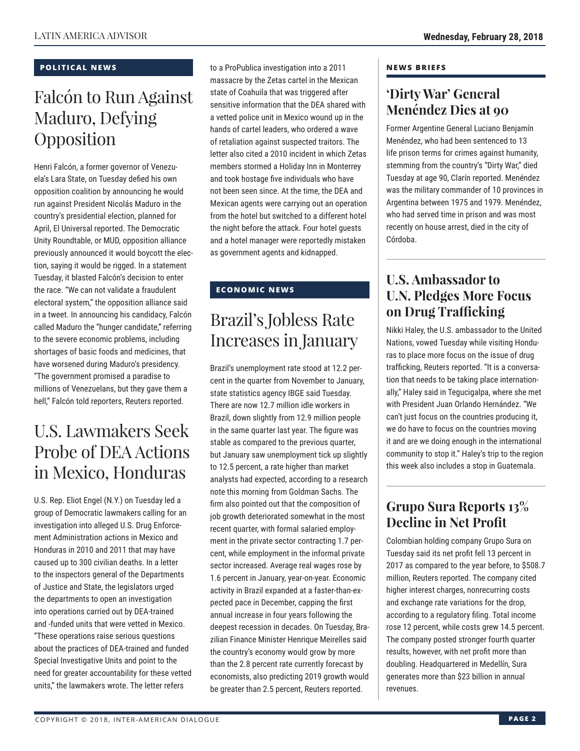## POLITICAL NEWS

# Falcón to Run Against Maduro, Defying Opposition

Henri Falcón, a former governor of Venezuela's Lara State, on Tuesday defied his own opposition coalition by announcing he would run against President Nicolás Maduro in the country's presidential election, planned for April, El Universal reported. The Democratic Unity Roundtable, or MUD, opposition alliance previously announced it would boycott the election, saying it would be rigged. In a statement Tuesday, it blasted Falcón's decision to enter the race. "We can not validate a fraudulent electoral system," the opposition alliance said in a tweet. In announcing his candidacy, Falcón called Maduro the "hunger candidate," referring to the severe economic problems, including shortages of basic foods and medicines, that have worsened during Maduro's presidency. "The government promised a paradise to millions of Venezuelans, but they gave them a hell," Falcón told reporters, Reuters reported.

# U.S. Lawmakers Seek Probe of DEA Actions in Mexico, Honduras

U.S. Rep. Eliot Engel (N.Y.) on Tuesday led a group of Democratic lawmakers calling for an investigation into alleged U.S. Drug Enforcement Administration actions in Mexico and Honduras in 2010 and 2011 that may have caused up to 300 civilian deaths. In a letter to the inspectors general of the Departments of Justice and State, the legislators urged the departments to open an investigation into operations carried out by DEA-trained and -funded units that were vetted in Mexico. "These operations raise serious questions about the practices of DEA-trained and funded Special Investigative Units and point to the need for greater accountability for these vetted units," the lawmakers wrote. The letter refers to a ProPublica investigation into a 2011 massacre by the Zetas cartel in the Mexican state of Coahuila that was triggered after sensitive information that the DEA shared with a vetted police unit in Mexico wound up in the hands of cartel leaders, who ordered a wave of retaliation against suspected traitors. The letter also cited a 2010 incident in which Zetas members stormed a Holiday Inn in Monterrey and took hostage five individuals who have not been seen since. At the time, the DEA and Mexican agents were carrying out an operation from the hotel but switched to a different hotel the night before the attack. Four hotel guests and a hotel manager were reportedly mistaken as government agents and kidnapped.

## ECONOMIC NEWS

# Brazil's Jobless Rate Increases in January

Brazil's unemployment rate stood at 12.2 percent in the quarter from November to January, state statistics agency IBGE said Tuesday. There are now 12.7 million idle workers in Brazil, down slightly from 12.9 million people in the same quarter last year. The figure was stable as compared to the previous quarter, but January saw unemployment tick up slightly to 12.5 percent, a rate higher than market analysts had expected, according to a research note this morning from Goldman Sachs. The firm also pointed out that the composition of job growth deteriorated somewhat in the most recent quarter, with formal salaried employment in the private sector contracting 1.7 percent, while employment in the informal private sector increased. Average real wages rose by 1.6 percent in January, year-on-year. Economic activity in Brazil expanded at a faster-than-expected pace in December, capping the first annual increase in four years following the deepest recession in decades. On Tuesday, Brazilian Finance Minister Henrique Meirelles said the country's economy would grow by more than the 2.8 percent rate currently forecast by economists, also predicting 2019 growth would be greater than 2.5 percent, Reuters reported.

## NEWS BRIEFS

### 'Dirty War' General Menéndez Dies at 90

Former Argentine General Luciano Benjamín Menéndez, who had been sentenced to 13 life prison terms for crimes against humanity, stemming from the country's "Dirty War," died Tuesday at age 90, Clarín reported. Menéndez was the military commander of 10 provinces in Argentina between 1975 and 1979. Menéndez, who had served time in prison and was most recently on house arrest, died in the city of Córdoba.

### U.S. Ambassador to U.N. Pledges More Focus on Drug Trafficking

Nikki Haley, the U.S. ambassador to the United Nations, vowed Tuesday while visiting Honduras to place more focus on the issue of drug trafficking, Reuters reported. "It is a conversation that needs to be taking place internationally," Haley said in Tegucigalpa, where she met with President Juan Orlando Hernández. "We can't just focus on the countries producing it, we do have to focus on the countries moving it and are we doing enough in the international community to stop it." Haley's trip to the region this week also includes a stop in Guatemala.

### Grupo Sura Reports 13% Decline in Net Profit

Colombian holding company Grupo Sura on Tuesday said its net profit fell 13 percent in 2017 as compared to the year before, to $508.7 million, Reuters reported. The company cited higher interest charges, nonrecurring costs and exchange rate variations for the drop, according to a regulatory filing. Total income rose 12 percent, while costs grew 14.5 percent. The company posted stronger fourth quarter results, however, with net profit more than doubling. Headquartered in Medellín, Sura generates more than $23 billion in annual revenues.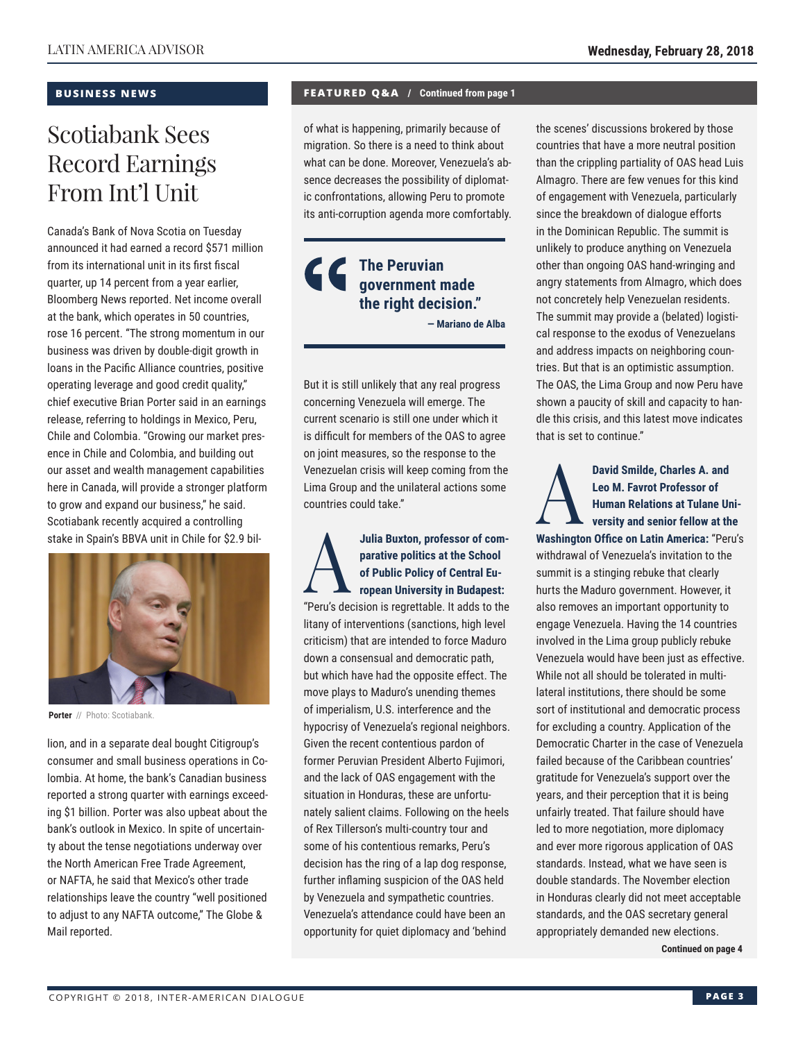## BUSINESS NEWS

# Scotiabank Sees Record Earnings From Int'l Unit

Canada's Bank of Nova Scotia on Tuesday announced it had earned a record $571 million from its international unit in its first fiscal quarter, up 14 percent from a year earlier, Bloomberg News reported. Net income overall at the bank, which operates in 50 countries, rose 16 percent. "The strong momentum in our business was driven by double-digit growth in loans in the Pacific Alliance countries, positive operating leverage and good credit quality," chief executive Brian Porter said in an earnings release, referring to holdings in Mexico, Peru, Chile and Colombia. "Growing our market presence in Chile and Colombia, and building out our asset and wealth management capabilities here in Canada, will provide a stronger platform to grow and expand our business," he said. Scotiabank recently acquired a controlling stake in Spain's BBVA unit in Chile for $2.9 billion, and in a separate deal bought Citigroup's consumer and small business operations in Colombia. At home, the bank's Canadian business reported a strong quarter with earnings exceeding $1 billion. Porter was also upbeat about the bank's outlook in Mexico. In spite of uncertainty about the tense negotiations underway over the North American Free Trade Agreement, or NAFTA, he said that Mexico's other trade relationships leave the country "well positioned to adjust to any NAFTA outcome," The Globe & Mail reported.

**Porter** // Photo: Scotiabank.

## FEATURED Q&A / Continued from page 1

of what is happening, primarily because of migration. So there is a need to think about what can be done. Moreover, Venezuela's absence decreases the possibility of diplomatic confrontations, allowing Peru to promote its anti-corruption agenda more comfortably.

> **"The Peruvian government made the right decision."**
> **— Mariano de Alba**

But it is still unlikely that any real progress concerning Venezuela will emerge. The current scenario is still one under which it is difficult for members of the OAS to agree on joint measures, so the response to the Venezuelan crisis will keep coming from the Lima Group and the unilateral actions some countries could take."

**A** **Julia Buxton, professor of comparative politics at the School of Public Policy of Central European University in Budapest:** "Peru's decision is regrettable. It adds to the litany of interventions (sanctions, high level criticism) that are intended to force Maduro down a consensual and democratic path, but which have had the opposite effect. The move plays to Maduro's unending themes of imperialism, U.S. interference and the hypocrisy of Venezuela's regional neighbors. Given the recent contentious pardon of former Peruvian President Alberto Fujimori, and the lack of OAS engagement with the situation in Honduras, these are unfortunately salient claims. Following on the heels of Rex Tillerson's multi-country tour and some of his contentious remarks, Peru's decision has the ring of a lap dog response, further inflaming suspicion of the OAS held by Venezuela and sympathetic countries. Venezuela's attendance could have been an opportunity for quiet diplomacy and 'behind the scenes' discussions brokered by those countries that have a more neutral position than the crippling partiality of OAS head Luis Almagro. There are few venues for this kind of engagement with Venezuela, particularly since the breakdown of dialogue efforts in the Dominican Republic. The summit is unlikely to produce anything on Venezuela other than ongoing OAS hand-wringing and angry statements from Almagro, which does not concretely help Venezuelan residents. The summit may provide a (belated) logistical response to the exodus of Venezuelans and address impacts on neighboring countries. But that is an optimistic assumption. The OAS, the Lima Group and now Peru have shown a paucity of skill and capacity to handle this crisis, and this latest move indicates that is set to continue."

**A** **David Smilde, Charles A. and Leo M. Favrot Professor of Human Relations at Tulane University and senior fellow at the Washington Office on Latin America:** "Peru's withdrawal of Venezuela's invitation to the summit is a stinging rebuke that clearly hurts the Maduro government. However, it also removes an important opportunity to engage Venezuela. Having the 14 countries involved in the Lima group publicly rebuke Venezuela would have been just as effective. While not all should be tolerated in multilateral institutions, there should be some sort of institutional and democratic process for excluding a country. Application of the Democratic Charter in the case of Venezuela failed because of the Caribbean countries' gratitude for Venezuela's support over the years, and their perception that it is being unfairly treated. That failure should have led to more negotiation, more diplomacy and ever more rigorous application of OAS standards. Instead, what we have seen is double standards. The November election in Honduras clearly did not meet acceptable standards, and the OAS secretary general appropriately demanded new elections.

**Continued on page 4**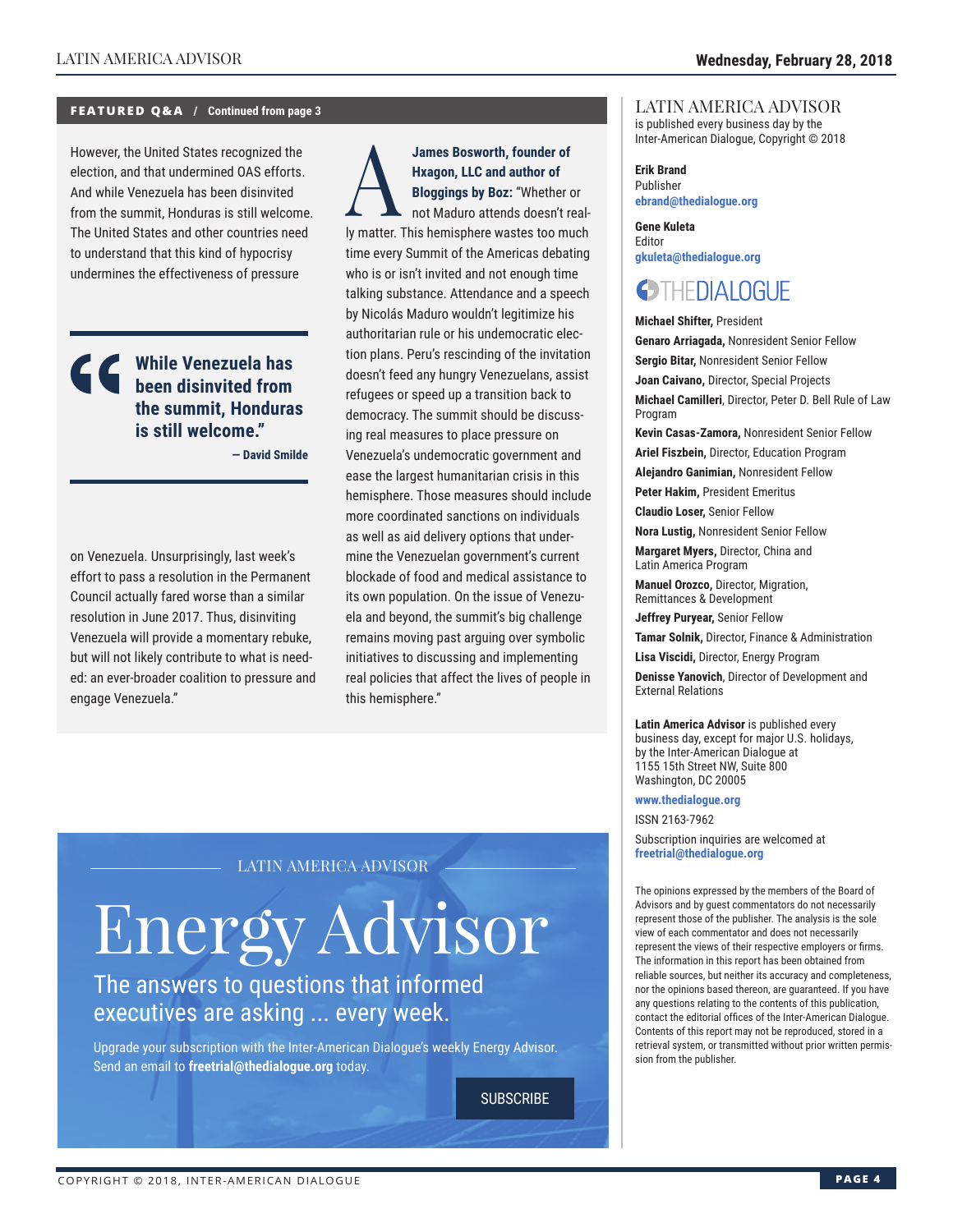**FEATURED Q&A / Continued from page 3**

However, the United States recognized the election, and that undermined OAS efforts. And while Venezuela has been disinvited from the summit, Honduras is still welcome. The United States and other countries need to understand that this kind of hypocrisy undermines the effectiveness of pressure on Venezuela. Unsurprisingly, last week's effort to pass a resolution in the Permanent Council actually fared worse than a similar resolution in June 2017. Thus, disinviting Venezuela will provide a momentary rebuke, but will not likely contribute to what is needed: an ever-broader coalition to pressure and engage Venezuela."

> **"While Venezuela has been disinvited from the summit, Honduras is still welcome."**
>
> **— David Smilde**

**A** **James Bosworth, founder of Hxagon, LLC and author of Bloggings by Boz:** "Whether or not Maduro attends doesn't really matter. This hemisphere wastes too much time every Summit of the Americas debating who is or isn't invited and not enough time talking substance. Attendance and a speech by Nicolás Maduro wouldn't legitimize his authoritarian rule or his undemocratic election plans. Peru's rescinding of the invitation doesn't feed any hungry Venezuelans, assist refugees or speed up a transition back to democracy. The summit should be discussing real measures to place pressure on Venezuela's undemocratic government and ease the largest humanitarian crisis in this hemisphere. Those measures should include more coordinated sanctions on individuals as well as aid delivery options that undermine the Venezuelan government's current blockade of food and medical assistance to its own population. On the issue of Venezuela and beyond, the summit's big challenge remains moving past arguing over symbolic initiatives to discussing and implementing real policies that affect the lives of people in this hemisphere."

---

LATIN AMERICA ADVISOR

# Energy Advisor

## The answers to questions that informed executives are asking ... every week.

Upgrade your subscription with the Inter-American Dialogue's weekly Energy Advisor. Send an email to **freetrial@thedialogue.org** today.

SUBSCRIBE

---

LATIN AMERICA ADVISOR
is published every business day by the Inter-American Dialogue, Copyright © 2018

**Erik Brand**
Publisher
**ebrand@thedialogue.org**

**Gene Kuleta**
Editor
**gkuleta@thedialogue.org**

THEDIALOGUE

**Michael Shifter,** President
**Genaro Arriagada,** Nonresident Senior Fellow
**Sergio Bitar,** Nonresident Senior Fellow
**Joan Caivano,** Director, Special Projects
**Michael Camilleri**, Director, Peter D. Bell Rule of Law Program
**Kevin Casas-Zamora,** Nonresident Senior Fellow
**Ariel Fiszbein,** Director, Education Program
**Alejandro Ganimian,** Nonresident Fellow
**Peter Hakim,** President Emeritus
**Claudio Loser,** Senior Fellow
**Nora Lustig,** Nonresident Senior Fellow
**Margaret Myers,** Director, China and Latin America Program
**Manuel Orozco,** Director, Migration, Remittances & Development
**Jeffrey Puryear,** Senior Fellow
**Tamar Solnik,** Director, Finance & Administration
**Lisa Viscidi,** Director, Energy Program
**Denisse Yanovich**, Director of Development and External Relations

**Latin America Advisor** is published every business day, except for major U.S. holidays, by the Inter-American Dialogue at
1155 15th Street NW, Suite 800
Washington, DC 20005

**www.thedialogue.org**

ISSN 2163-7962

Subscription inquiries are welcomed at
**freetrial@thedialogue.org**

The opinions expressed by the members of the Board of Advisors and by guest commentators do not necessarily represent those of the publisher. The analysis is the sole view of each commentator and does not necessarily represent the views of their respective employers or firms. The information in this report has been obtained from reliable sources, but neither its accuracy and completeness, nor the opinions based thereon, are guaranteed. If you have any questions relating to the contents of this publication, contact the editorial offices of the Inter-American Dialogue. Contents of this report may not be reproduced, stored in a retrieval system, or transmitted without prior written permission from the publisher.